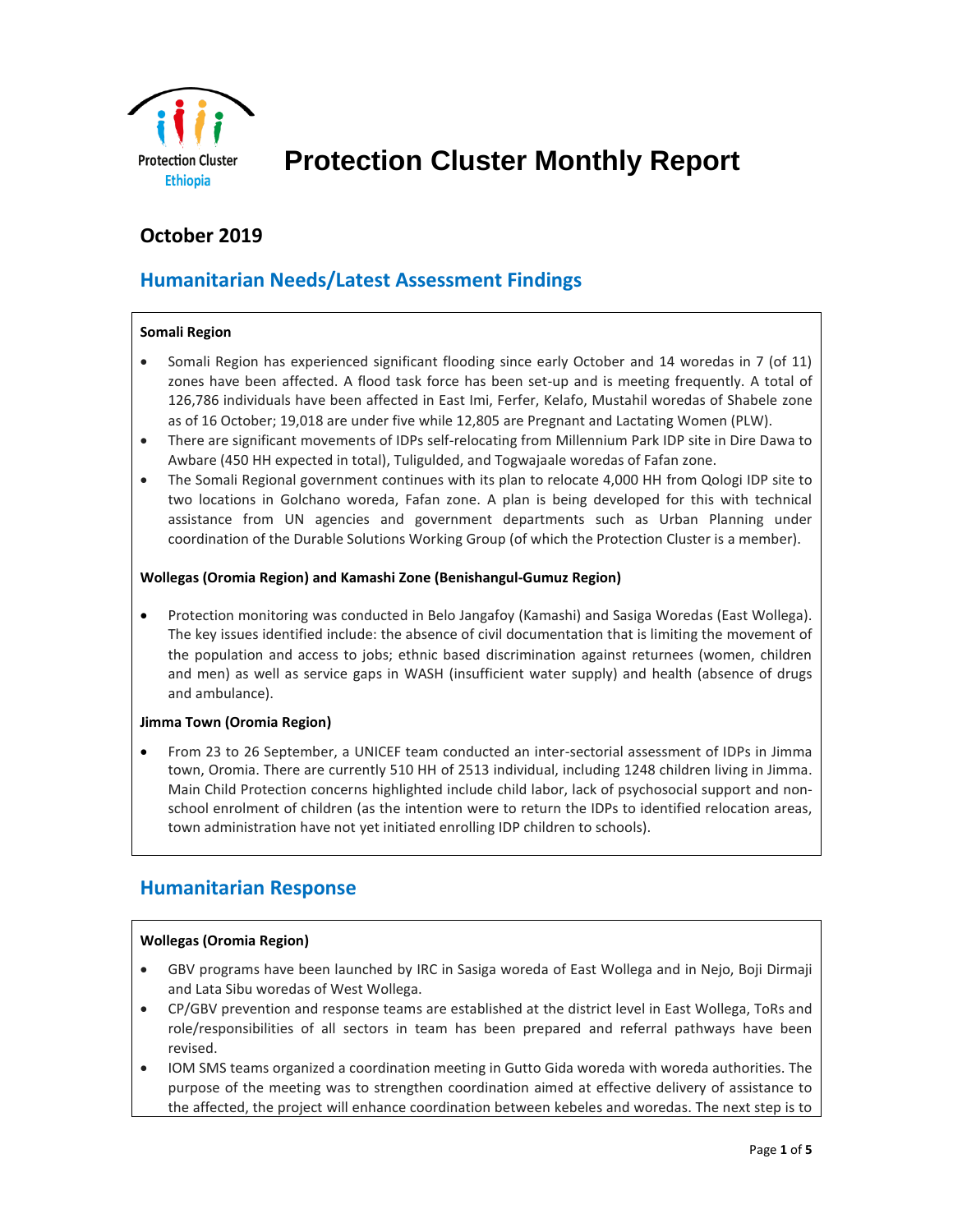Protection Cluster Ethiopia

# Protection Cluster Monthly Report

## October 2019

## Humanitarian Needs/Latest Assessment Findings

**Somali Region**

- Somali Region has experienced significant flooding since early October and 14 woredas in 7 (of 11) zones have been affected. A flood task force has been set-up and is meeting frequently. A total of 126,786 individuals have been affected in East Imi, Ferfer, Kelafo, Mustahil woredas of Shabele zone as of 16 October; 19,018 are under five while 12,805 are Pregnant and Lactating Women (PLW).
- There are significant movements of IDPs self-relocating from Millennium Park IDP site in Dire Dawa to Awbare (450 HH expected in total), Tuligulded, and Togwajaale woredas of Fafan zone.
- The Somali Regional government continues with its plan to relocate 4,000 HH from Qologi IDP site to two locations in Golchano woreda, Fafan zone. A plan is being developed for this with technical assistance from UN agencies and government departments such as Urban Planning under coordination of the Durable Solutions Working Group (of which the Protection Cluster is a member).

**Wollegas (Oromia Region) and Kamashi Zone (Benishangul-Gumuz Region)**

- Protection monitoring was conducted in Belo Jangafoy (Kamashi) and Sasiga Woredas (East Wollega). The key issues identified include: the absence of civil documentation that is limiting the movement of the population and access to jobs; ethnic based discrimination against returnees (women, children and men) as well as service gaps in WASH (insufficient water supply) and health (absence of drugs and ambulance).

**Jimma Town (Oromia Region)**

- From 23 to 26 September, a UNICEF team conducted an inter-sectorial assessment of IDPs in Jimma town, Oromia. There are currently 510 HH of 2513 individual, including 1248 children living in Jimma. Main Child Protection concerns highlighted include child labor, lack of psychosocial support and non-school enrolment of children (as the intention were to return the IDPs to identified relocation areas, town administration have not yet initiated enrolling IDP children to schools).

## Humanitarian Response

**Wollegas (Oromia Region)**

- GBV programs have been launched by IRC in Sasiga woreda of East Wollega and in Nejo, Boji Dirmaji and Lata Sibu woredas of West Wollega.
- CP/GBV prevention and response teams are established at the district level in East Wollega, ToRs and role/responsibilities of all sectors in team has been prepared and referral pathways have been revised.
- IOM SMS teams organized a coordination meeting in Gutto Gida woreda with woreda authorities. The purpose of the meeting was to strengthen coordination aimed at effective delivery of assistance to the affected, the project will enhance coordination between kebeles and woredas. The next step is to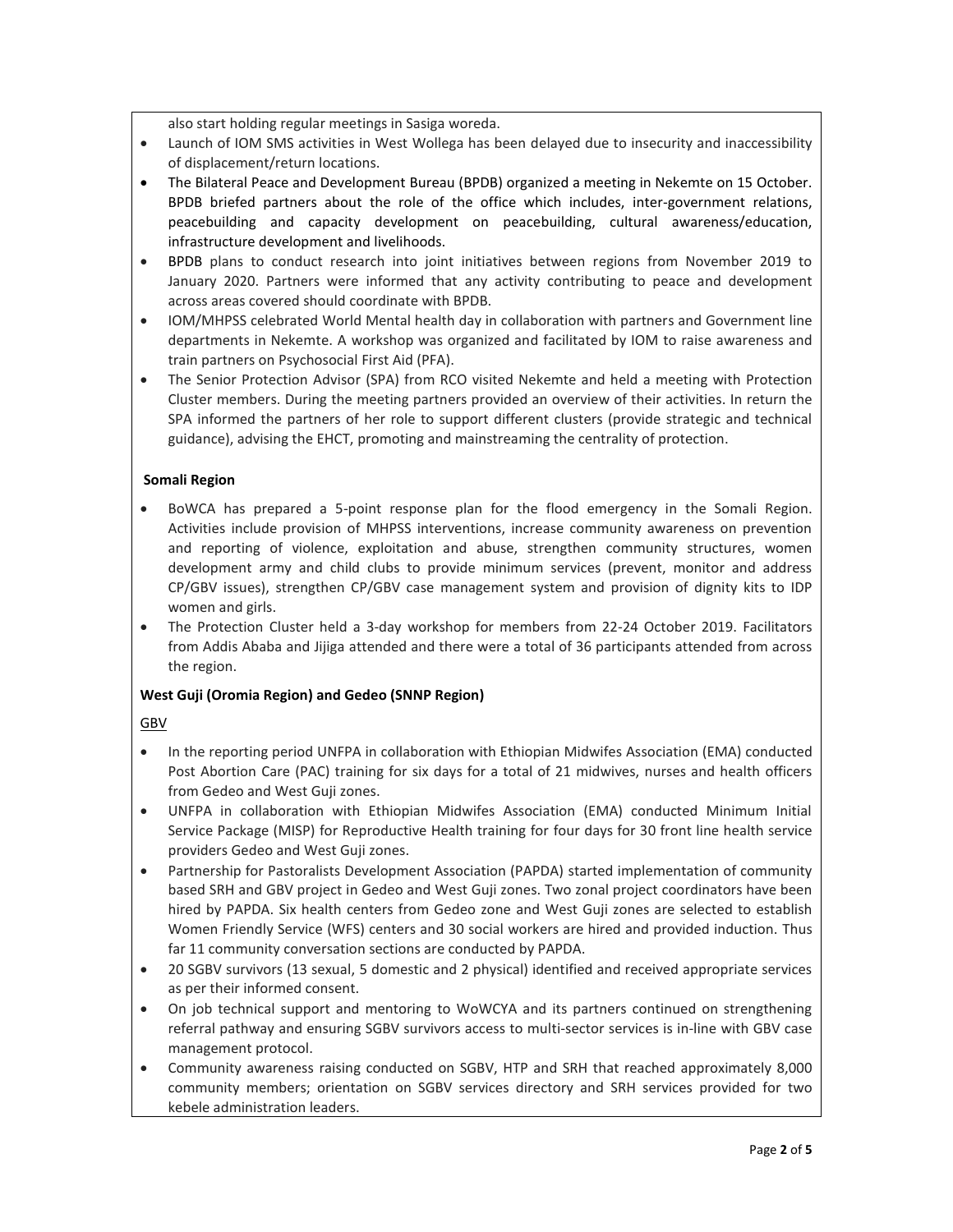also start holding regular meetings in Sasiga woreda.

- Launch of IOM SMS activities in West Wollega has been delayed due to insecurity and inaccessibility of displacement/return locations.
- The Bilateral Peace and Development Bureau (BPDB) organized a meeting in Nekemte on 15 October. BPDB briefed partners about the role of the office which includes, inter-government relations, peacebuilding and capacity development on peacebuilding, cultural awareness/education, infrastructure development and livelihoods.
- BPDB plans to conduct research into joint initiatives between regions from November 2019 to January 2020. Partners were informed that any activity contributing to peace and development across areas covered should coordinate with BPDB.
- IOM/MHPSS celebrated World Mental health day in collaboration with partners and Government line departments in Nekemte. A workshop was organized and facilitated by IOM to raise awareness and train partners on Psychosocial First Aid (PFA).
- The Senior Protection Advisor (SPA) from RCO visited Nekemte and held a meeting with Protection Cluster members. During the meeting partners provided an overview of their activities. In return the SPA informed the partners of her role to support different clusters (provide strategic and technical guidance), advising the EHCT, promoting and mainstreaming the centrality of protection.

**Somali Region**

- BoWCA has prepared a 5-point response plan for the flood emergency in the Somali Region. Activities include provision of MHPSS interventions, increase community awareness on prevention and reporting of violence, exploitation and abuse, strengthen community structures, women development army and child clubs to provide minimum services (prevent, monitor and address CP/GBV issues), strengthen CP/GBV case management system and provision of dignity kits to IDP women and girls.
- The Protection Cluster held a 3-day workshop for members from 22-24 October 2019. Facilitators from Addis Ababa and Jijiga attended and there were a total of 36 participants attended from across the region.

**West Guji (Oromia Region) and Gedeo (SNNP Region)**

GBV

- In the reporting period UNFPA in collaboration with Ethiopian Midwifes Association (EMA) conducted Post Abortion Care (PAC) training for six days for a total of 21 midwives, nurses and health officers from Gedeo and West Guji zones.
- UNFPA in collaboration with Ethiopian Midwifes Association (EMA) conducted Minimum Initial Service Package (MISP) for Reproductive Health training for four days for 30 front line health service providers Gedeo and West Guji zones.
- Partnership for Pastoralists Development Association (PAPDA) started implementation of community based SRH and GBV project in Gedeo and West Guji zones. Two zonal project coordinators have been hired by PAPDA. Six health centers from Gedeo zone and West Guji zones are selected to establish Women Friendly Service (WFS) centers and 30 social workers are hired and provided induction. Thus far 11 community conversation sections are conducted by PAPDA.
- 20 SGBV survivors (13 sexual, 5 domestic and 2 physical) identified and received appropriate services as per their informed consent.
- On job technical support and mentoring to WoWCYA and its partners continued on strengthening referral pathway and ensuring SGBV survivors access to multi-sector services is in-line with GBV case management protocol.
- Community awareness raising conducted on SGBV, HTP and SRH that reached approximately 8,000 community members; orientation on SGBV services directory and SRH services provided for two kebele administration leaders.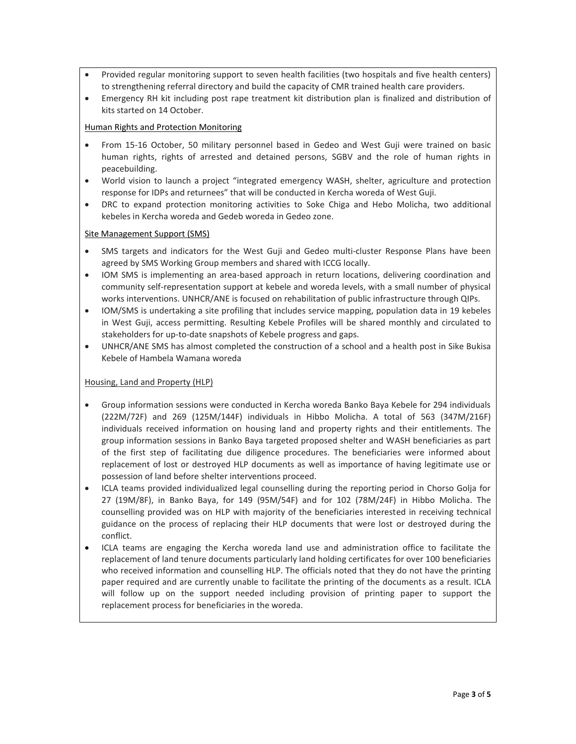- Provided regular monitoring support to seven health facilities (two hospitals and five health centers) to strengthening referral directory and build the capacity of CMR trained health care providers.
- Emergency RH kit including post rape treatment kit distribution plan is finalized and distribution of kits started on 14 October.

Human Rights and Protection Monitoring

- From 15-16 October, 50 military personnel based in Gedeo and West Guji were trained on basic human rights, rights of arrested and detained persons, SGBV and the role of human rights in peacebuilding.
- World vision to launch a project "integrated emergency WASH, shelter, agriculture and protection response for IDPs and returnees" that will be conducted in Kercha woreda of West Guji.
- DRC to expand protection monitoring activities to Soke Chiga and Hebo Molicha, two additional kebeles in Kercha woreda and Gedeb woreda in Gedeo zone.

Site Management Support (SMS)

- SMS targets and indicators for the West Guji and Gedeo multi-cluster Response Plans have been agreed by SMS Working Group members and shared with ICCG locally.
- IOM SMS is implementing an area-based approach in return locations, delivering coordination and community self-representation support at kebele and woreda levels, with a small number of physical works interventions. UNHCR/ANE is focused on rehabilitation of public infrastructure through QIPs.
- IOM/SMS is undertaking a site profiling that includes service mapping, population data in 19 kebeles in West Guji, access permitting. Resulting Kebele Profiles will be shared monthly and circulated to stakeholders for up-to-date snapshots of Kebele progress and gaps.
- UNHCR/ANE SMS has almost completed the construction of a school and a health post in Sike Bukisa Kebele of Hambela Wamana woreda

Housing, Land and Property (HLP)

- Group information sessions were conducted in Kercha woreda Banko Baya Kebele for 294 individuals (222M/72F) and 269 (125M/144F) individuals in Hibbo Molicha. A total of 563 (347M/216F) individuals received information on housing land and property rights and their entitlements. The group information sessions in Banko Baya targeted proposed shelter and WASH beneficiaries as part of the first step of facilitating due diligence procedures. The beneficiaries were informed about replacement of lost or destroyed HLP documents as well as importance of having legitimate use or possession of land before shelter interventions proceed.
- ICLA teams provided individualized legal counselling during the reporting period in Chorso Golja for 27 (19M/8F), in Banko Baya, for 149 (95M/54F) and for 102 (78M/24F) in Hibbo Molicha. The counselling provided was on HLP with majority of the beneficiaries interested in receiving technical guidance on the process of replacing their HLP documents that were lost or destroyed during the conflict.
- ICLA teams are engaging the Kercha woreda land use and administration office to facilitate the replacement of land tenure documents particularly land holding certificates for over 100 beneficiaries who received information and counselling HLP. The officials noted that they do not have the printing paper required and are currently unable to facilitate the printing of the documents as a result. ICLA will follow up on the support needed including provision of printing paper to support the replacement process for beneficiaries in the woreda.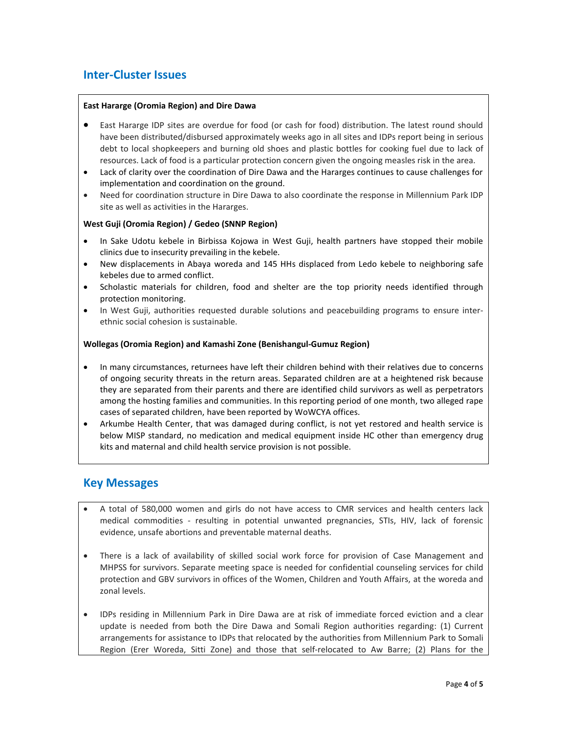## Inter-Cluster Issues

**East Hararge (Oromia Region) and Dire Dawa**

- East Hararge IDP sites are overdue for food (or cash for food) distribution. The latest round should have been distributed/disbursed approximately weeks ago in all sites and IDPs report being in serious debt to local shopkeepers and burning old shoes and plastic bottles for cooking fuel due to lack of resources. Lack of food is a particular protection concern given the ongoing measles risk in the area.
- Lack of clarity over the coordination of Dire Dawa and the Hararges continues to cause challenges for implementation and coordination on the ground.
- Need for coordination structure in Dire Dawa to also coordinate the response in Millennium Park IDP site as well as activities in the Hararges.

**West Guji (Oromia Region) / Gedeo (SNNP Region)**

- In Sake Udotu kebele in Birbissa Kojowa in West Guji, health partners have stopped their mobile clinics due to insecurity prevailing in the kebele.
- New displacements in Abaya woreda and 145 HHs displaced from Ledo kebele to neighboring safe kebeles due to armed conflict.
- Scholastic materials for children, food and shelter are the top priority needs identified through protection monitoring.
- In West Guji, authorities requested durable solutions and peacebuilding programs to ensure inter-ethnic social cohesion is sustainable.

**Wollegas (Oromia Region) and Kamashi Zone (Benishangul-Gumuz Region)**

- In many circumstances, returnees have left their children behind with their relatives due to concerns of ongoing security threats in the return areas. Separated children are at a heightened risk because they are separated from their parents and there are identified child survivors as well as perpetrators among the hosting families and communities. In this reporting period of one month, two alleged rape cases of separated children, have been reported by WoWCYA offices.
- Arkumbe Health Center, that was damaged during conflict, is not yet restored and health service is below MISP standard, no medication and medical equipment inside HC other than emergency drug kits and maternal and child health service provision is not possible.

## Key Messages

- A total of 580,000 women and girls do not have access to CMR services and health centers lack medical commodities - resulting in potential unwanted pregnancies, STIs, HIV, lack of forensic evidence, unsafe abortions and preventable maternal deaths.

- There is a lack of availability of skilled social work force for provision of Case Management and MHPSS for survivors. Separate meeting space is needed for confidential counseling services for child protection and GBV survivors in offices of the Women, Children and Youth Affairs, at the woreda and zonal levels.

- IDPs residing in Millennium Park in Dire Dawa are at risk of immediate forced eviction and a clear update is needed from both the Dire Dawa and Somali Region authorities regarding: (1) Current arrangements for assistance to IDPs that relocated by the authorities from Millennium Park to Somali Region (Erer Woreda, Sitti Zone) and those that self-relocated to Aw Barre; (2) Plans for the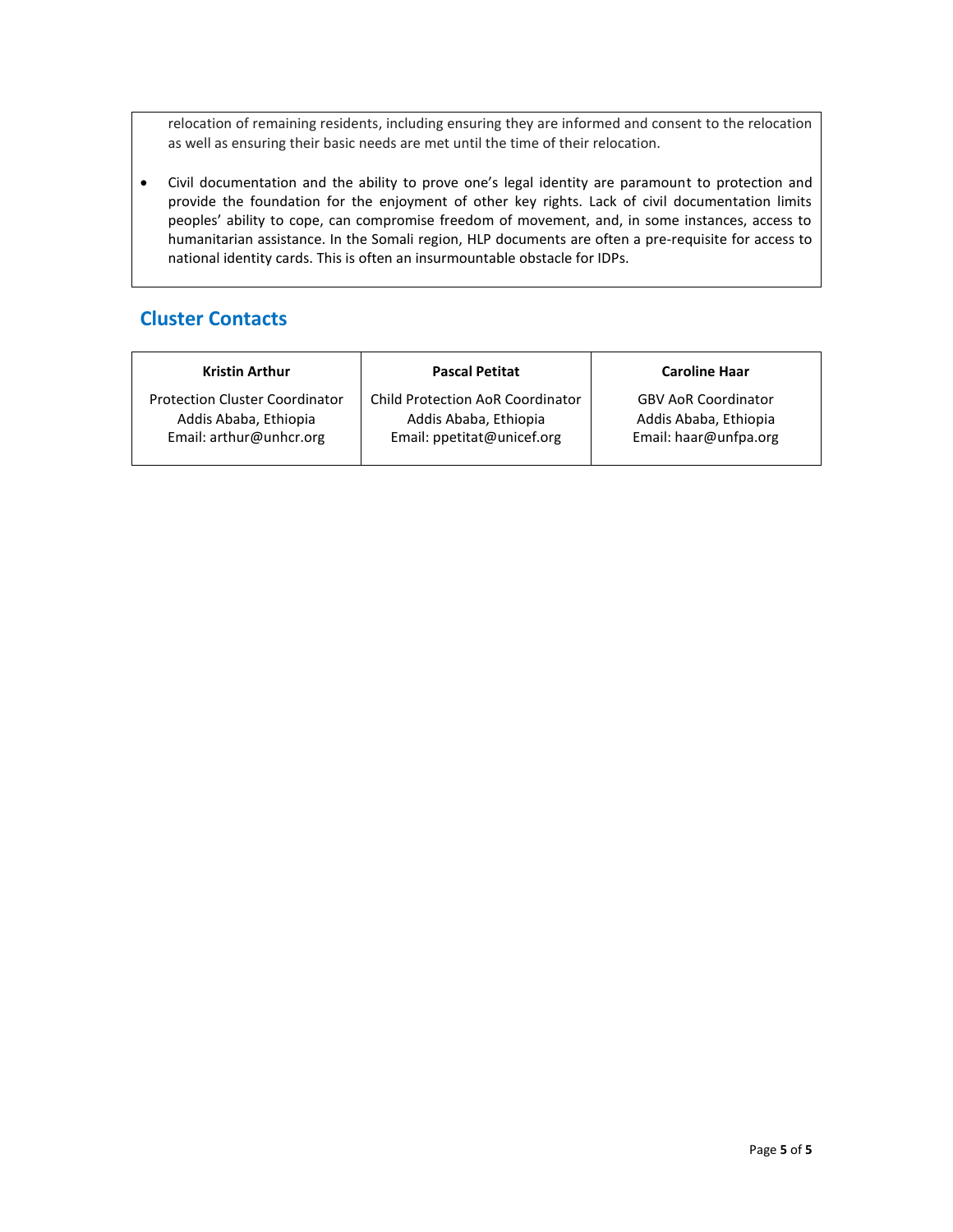relocation of remaining residents, including ensuring they are informed and consent to the relocation as well as ensuring their basic needs are met until the time of their relocation.

- Civil documentation and the ability to prove one's legal identity are paramount to protection and provide the foundation for the enjoyment of other key rights. Lack of civil documentation limits peoples' ability to cope, can compromise freedom of movement, and, in some instances, access to humanitarian assistance. In the Somali region, HLP documents are often a pre-requisite for access to national identity cards. This is often an insurmountable obstacle for IDPs.

## Cluster Contacts

| **Kristin Arthur** | **Pascal Petitat** | **Caroline Haar** |
|---|---|---|
| Protection Cluster Coordinator<br>Addis Ababa, Ethiopia<br>Email: arthur@unhcr.org | Child Protection AoR Coordinator<br>Addis Ababa, Ethiopia<br>Email: ppetitat@unicef.org | GBV AoR Coordinator<br>Addis Ababa, Ethiopia<br>Email: haar@unfpa.org |